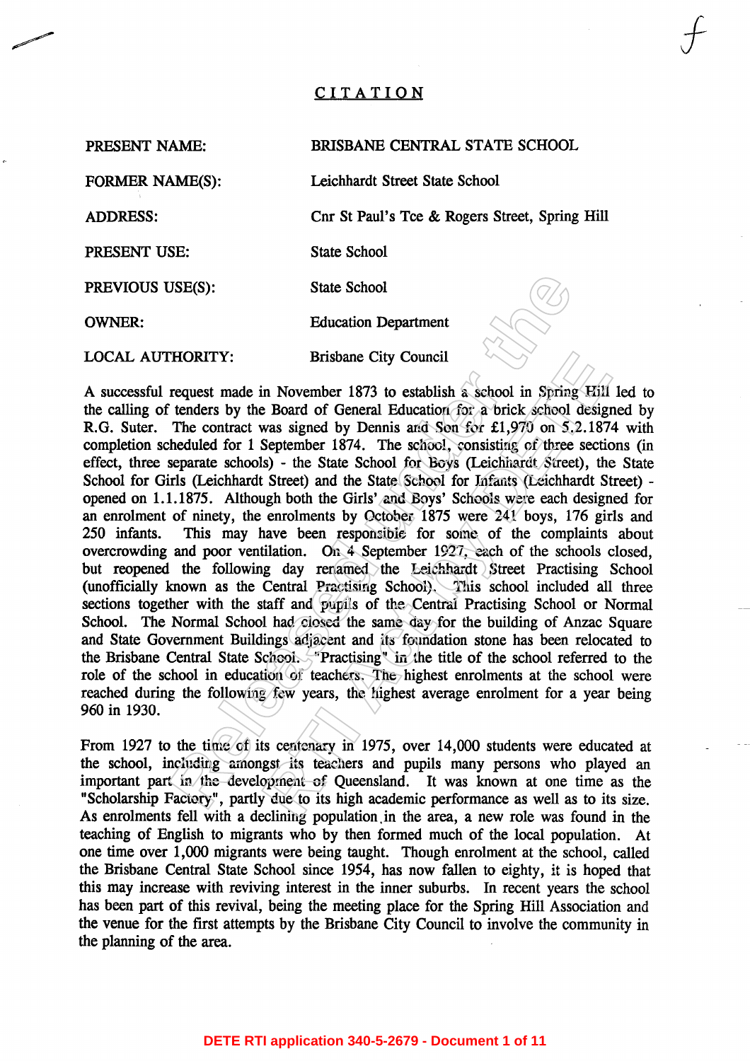# CITATION

| | |
|---|---|
| PRESENT NAME: | BRISBANE CENTRAL STATE SCHOOL |
| FORMER NAME(S): | Leichhardt Street State School |
| ADDRESS: | Cnr St Paul's Tce & Rogers Street, Spring Hill |
| PRESENT USE: | State School |
| PREVIOUS USE(S): | State School |
| OWNER: | Education Department |
| LOCAL AUTHORITY: | Brisbane City Council |

A successful request made in November 1873 to establish a school in Spring Hill led to the calling of tenders by the Board of General Education for a brick school designed by R.G. Suter. The contract was signed by Dennis and Son for £1,970 on 5.2.1874 with completion scheduled for 1 September 1874. The school, consisting of three sections (in effect, three separate schools) - the State School for Boys (Leichhardt Street), the State School for Girls (Leichhardt Street) and the State School for Infants (Leichhardt Street) - opened on 1.1.1875. Although both the Girls' and Boys' Schools were each designed for an enrolment of ninety, the enrolments by October 1875 were 241 boys, 176 girls and 250 infants. This may have been responsible for some of the complaints about overcrowding and poor ventilation. On 4 September 1927, each of the schools closed, but reopened the following day renamed the Leichhardt Street Practising School (unofficially known as the Central Practising School). This school included all three sections together with the staff and pupils of the Central Practising School or Normal School. The Normal School had closed the same day for the building of Anzac Square and State Government Buildings adjacent and its foundation stone has been relocated to the Brisbane Central State School. "Practising" in the title of the school referred to the role of the school in education of teachers. The highest enrolments at the school were reached during the following few years, the highest average enrolment for a year being 960 in 1930.

From 1927 to the time of its centenary in 1975, over 14,000 students were educated at the school, including amongst its teachers and pupils many persons who played an important part in the development of Queensland. It was known at one time as the "Scholarship Factory", partly due to its high academic performance as well as to its size. As enrolments fell with a declining population in the area, a new role was found in the teaching of English to migrants who by then formed much of the local population. At one time over 1,000 migrants were being taught. Though enrolment at the school, called the Brisbane Central State School since 1954, has now fallen to eighty, it is hoped that this may increase with reviving interest in the inner suburbs. In recent years the school has been part of this revival, being the meeting place for the Spring Hill Association and the venue for the first attempts by the Brisbane City Council to involve the community in the planning of the area.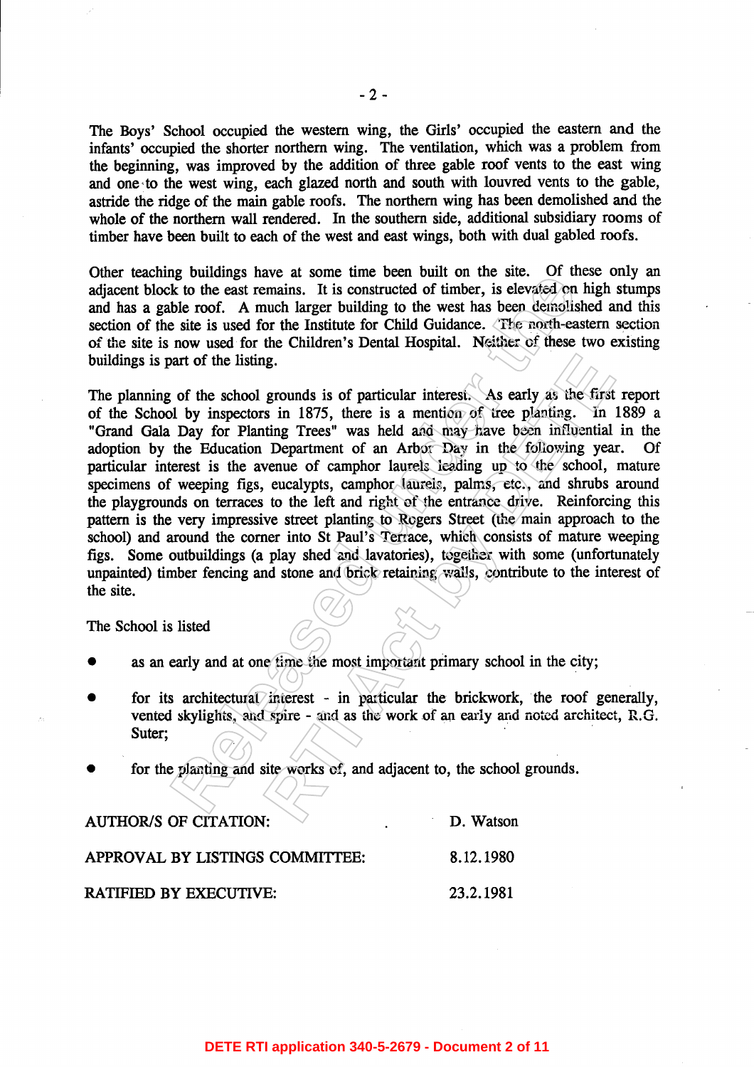The Boys' School occupied the western wing, the Girls' occupied the eastern and the infants' occupied the shorter northern wing. The ventilation, which was a problem from the beginning, was improved by the addition of three gable roof vents to the east wing and one to the west wing, each glazed north and south with louvred vents to the gable, astride the ridge of the main gable roofs. The northern wing has been demolished and the whole of the northern wall rendered. In the southern side, additional subsidiary rooms of timber have been built to each of the west and east wings, both with dual gabled roofs.

Other teaching buildings have at some time been built on the site. Of these only an adjacent block to the east remains. It is constructed of timber, is elevated on high stumps and has a gable roof. A much larger building to the west has been demolished and this section of the site is used for the Institute for Child Guidance. The north-eastern section of the site is now used for the Children's Dental Hospital. Neither of these two existing buildings is part of the listing.

The planning of the school grounds is of particular interest. As early as the first report of the School by inspectors in 1875, there is a mention of tree planting. In 1889 a "Grand Gala Day for Planting Trees" was held and may have been influential in the adoption by the Education Department of an Arbor Day in the following year. Of particular interest is the avenue of camphor laurels leading up to the school, mature specimens of weeping figs, eucalypts, camphor laurels, palms, etc., and shrubs around the playgrounds on terraces to the left and right of the entrance drive. Reinforcing this pattern is the very impressive street planting to Rogers Street (the main approach to the school) and around the corner into St Paul's Terrace, which consists of mature weeping figs. Some outbuildings (a play shed and lavatories), together with some (unfortunately unpainted) timber fencing and stone and brick retaining walls, contribute to the interest of the site.

The School is listed

- as an early and at one time the most important primary school in the city;
- for its architectural interest - in particular the brickwork, the roof generally, vented skylights, and spire - and as the work of an early and noted architect, R.G. Suter;
- for the planting and site works of, and adjacent to, the school grounds.

| | |
|---|---|
| AUTHOR/S OF CITATION: | D. Watson |
| APPROVAL BY LISTINGS COMMITTEE: | 8.12.1980 |
| RATIFIED BY EXECUTIVE: | 23.2.1981 |

DETE RTI application 340-5-2679 - Document 2 of 11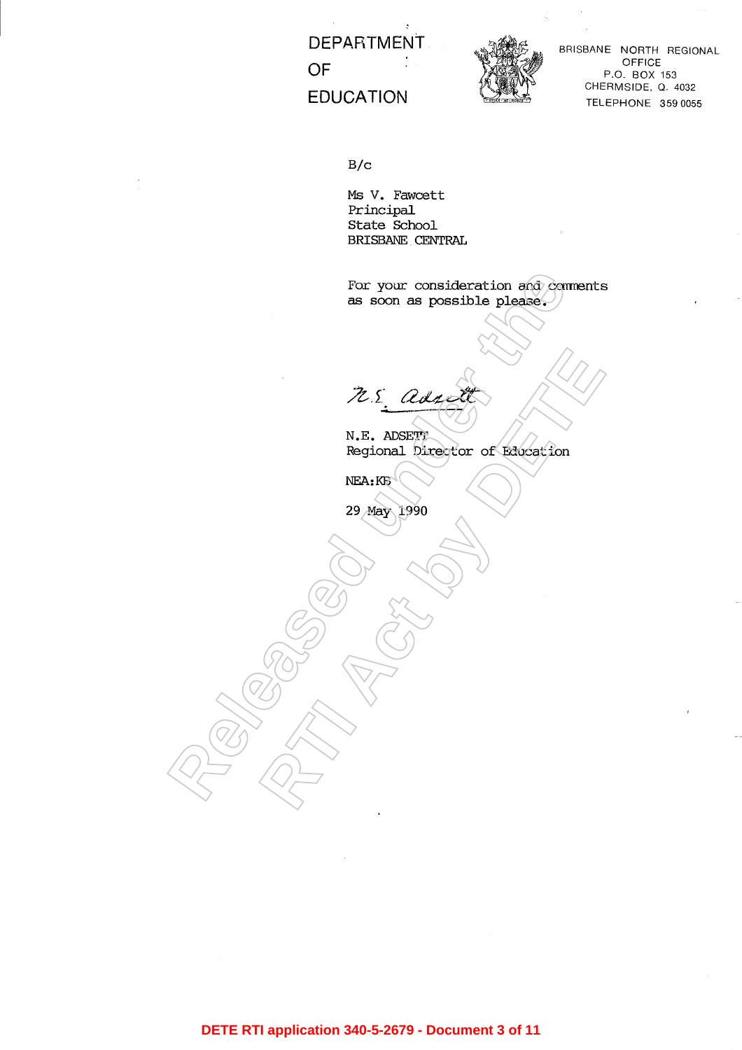DEPARTMENT OF EDUCATION

BRISBANE NORTH REGIONAL OFFICE
P.O. BOX 153
CHERMSIDE, Q. 4032
TELEPHONE 359 0055

B/c

Ms V. Fawcett
Principal
State School
BRISBANE CENTRAL

For your consideration and comments as soon as possible please.

N.E. Adsett

N.E. ADSETT
Regional Director of Education

NEA:KB

29 May 1990

DETE RTI application 340-5-2679 - Document 3 of 11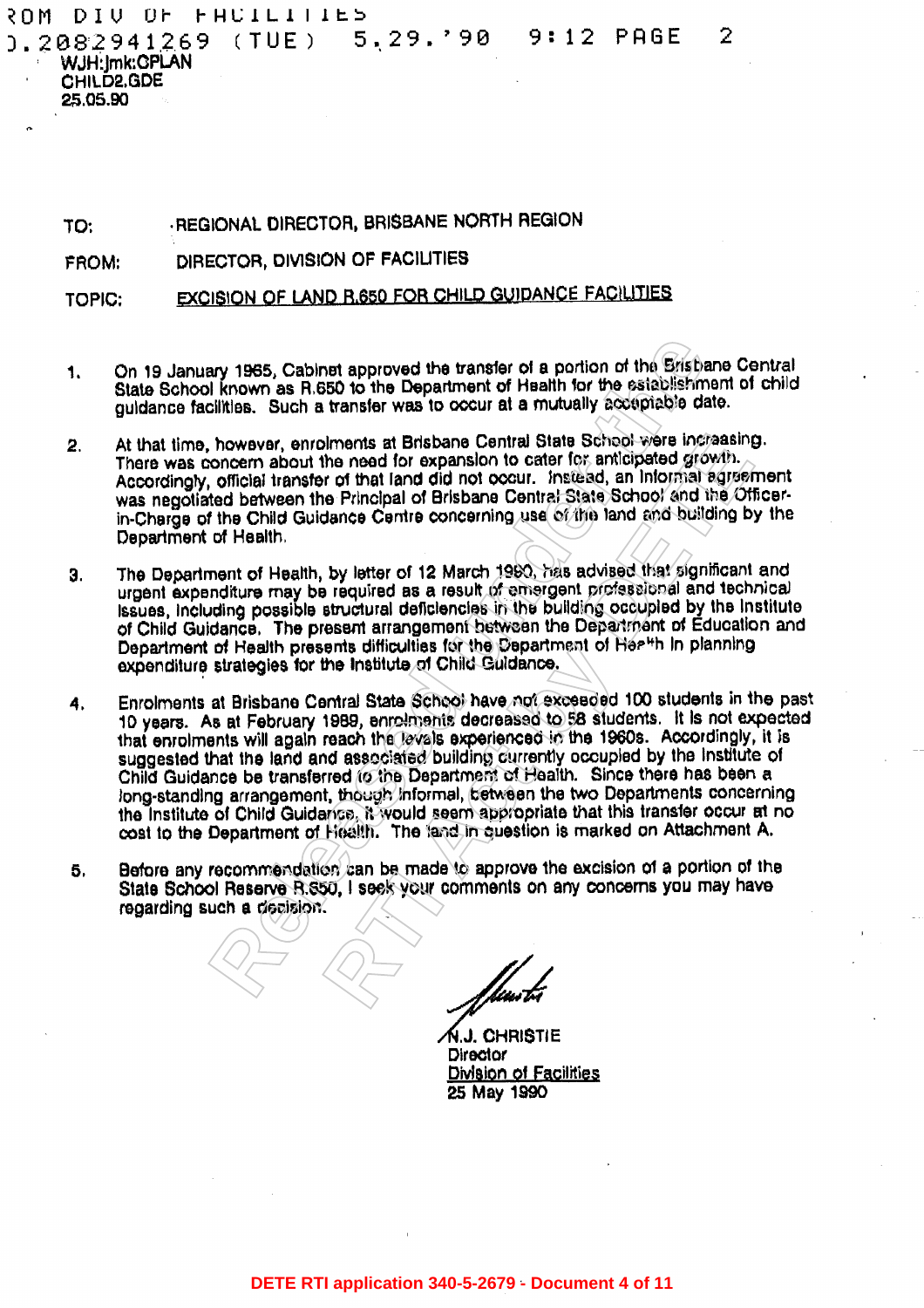WJH:jmk:CPLAN
CHILD2.GDE
25.05.90

TO: REGIONAL DIRECTOR, BRISBANE NORTH REGION

FROM: DIRECTOR, DIVISION OF FACILITIES

TOPIC: EXCISION OF LAND R.650 FOR CHILD GUIDANCE FACILITIES

1. On 19 January 1965, Cabinet approved the transfer of a portion of the Brisbane Central State School known as R.650 to the Department of Health for the establishment of child guidance facilities. Such a transfer was to occur at a mutually acceptable date.

2. At that time, however, enrolments at Brisbane Central State School were increasing. There was concern about the need for expansion to cater for anticipated growth. Accordingly, official transfer of that land did not occur. Instead, an informal agreement was negotiated between the Principal of Brisbane Central State School and the Officer-in-Charge of the Child Guidance Centre concerning use of the land and building by the Department of Health.

3. The Department of Health, by letter of 12 March 1990, has advised that significant and urgent expenditure may be required as a result of emergent professional and technical issues, including possible structural deficiencies in the building occupied by the Institute of Child Guidance. The present arrangement between the Department of Education and Department of Health presents difficulties for the Department of Health in planning expenditure strategies for the Institute of Child Guidance.

4. Enrolments at Brisbane Central State School have not exceeded 100 students in the past 10 years. As at February 1989, enrolments decreased to 58 students. It is not expected that enrolments will again reach the levels experienced in the 1960s. Accordingly, it is suggested that the land and associated building currently occupied by the Institute of Child Guidance be transferred to the Department of Health. Since there has been a long-standing arrangement, though informal, between the two Departments concerning the Institute of Child Guidance, it would seem appropriate that this transfer occur at no cost to the Department of Health. The land in question is marked on Attachment A.

5. Before any recommendation can be made to approve the excision of a portion of the State School Reserve R.650, I seek your comments on any concerns you may have regarding such a decision.

N.J. CHRISTIE
Director
Division of Facilities
25 May 1990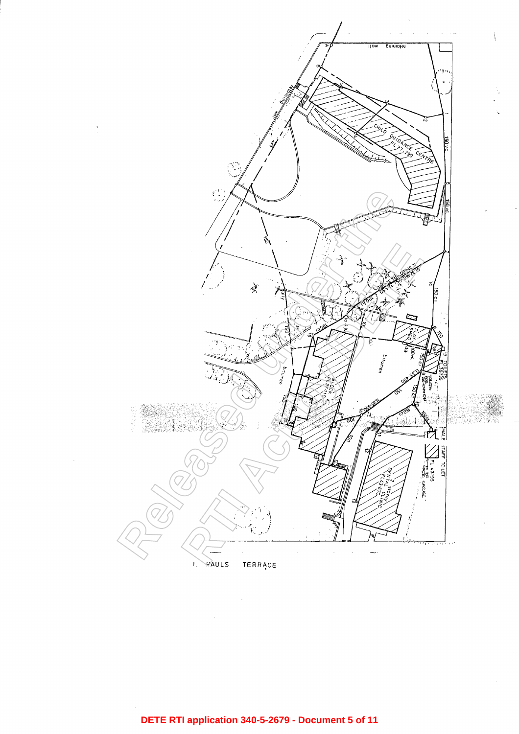retaining wall

CHILD GUIDANCE CENTRE
FL 27.290

150 VC

150 CI

PLAY SHED

TOILETS
FL 36.735

BLOCK
FL 37.110

bitumen

MALE STAFF TOILET
FL 43.195

2 storey
DENTAL CLINIC
FL 43.670

ST. PAULS TERRACE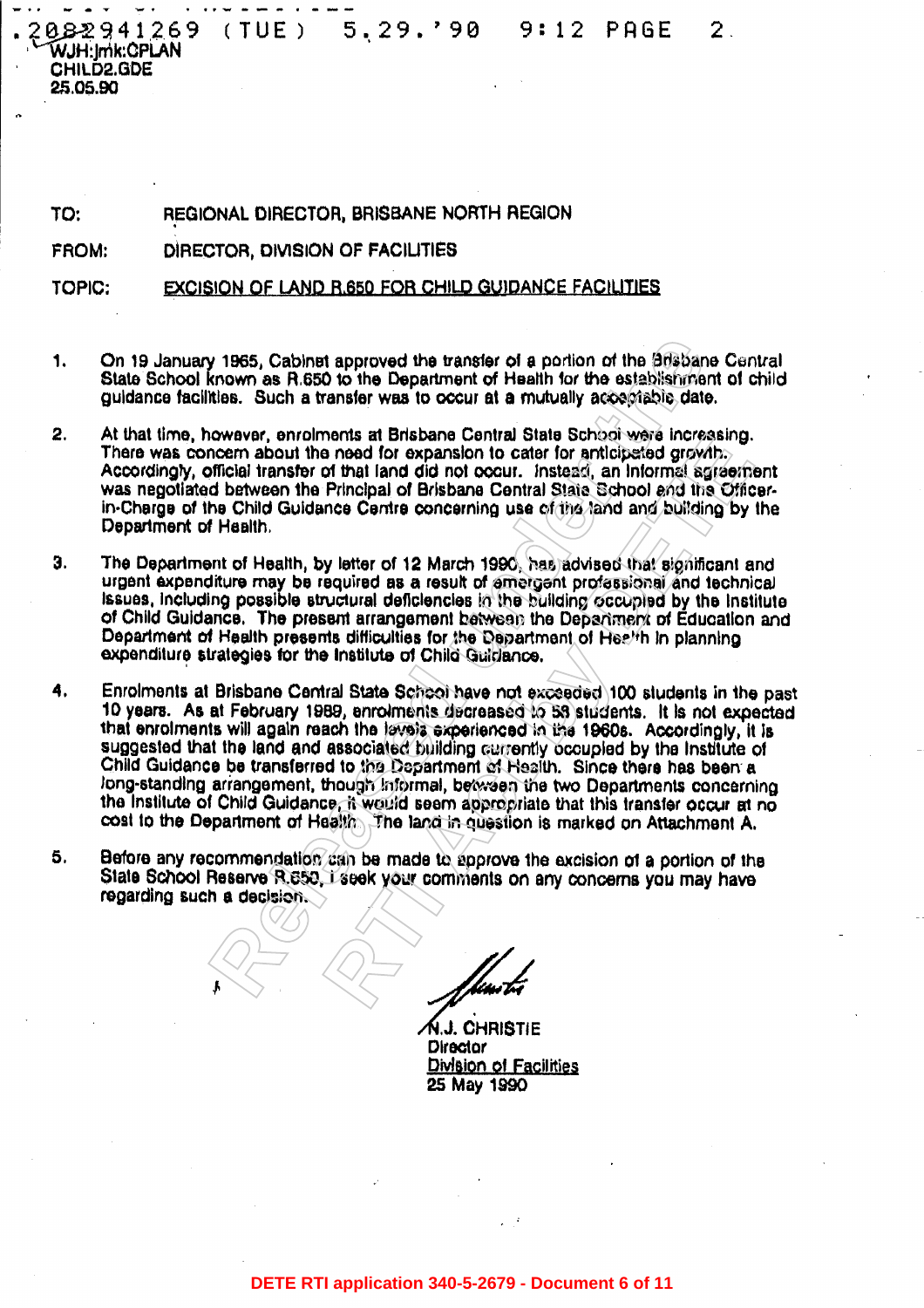WJH:jmk:CPLAN
CHILD2.GDE
25.05.90

TO: REGIONAL DIRECTOR, BRISBANE NORTH REGION

FROM: DIRECTOR, DIVISION OF FACILITIES

TOPIC: EXCISION OF LAND R.650 FOR CHILD GUIDANCE FACILITIES

1. On 19 January 1965, Cabinet approved the transfer of a portion of the Brisbane Central State School known as R.650 to the Department of Health for the establishment of child guidance facilities. Such a transfer was to occur at a mutually acceptable date.

2. At that time, however, enrolments at Brisbane Central State School were increasing. There was concern about the need for expansion to cater for anticipated growth. Accordingly, official transfer of that land did not occur. Instead, an informal agreement was negotiated between the Principal of Brisbane Central State School and the Officer-in-Charge of the Child Guidance Centre concerning use of the land and building by the Department of Health.

3. The Department of Health, by letter of 12 March 1990, has advised that significant and urgent expenditure may be required as a result of emergent professional and technical issues, including possible structural deficiencies in the building occupied by the Institute of Child Guidance. The present arrangement between the Department of Education and Department of Health presents difficulties for the Department of Health in planning expenditure strategies for the Institute of Child Guidance.

4. Enrolments at Brisbane Central State School have not exceeded 100 students in the past 10 years. As at February 1989, enrolments decreased to 58 students. It is not expected that enrolments will again reach the levels experienced in the 1960s. Accordingly, it is suggested that the land and associated building currently occupied by the Institute of Child Guidance be transferred to the Department of Health. Since there has been a long-standing arrangement, though informal, between the two Departments concerning the Institute of Child Guidance, it would seem appropriate that this transfer occur at no cost to the Department of Health. The land in question is marked on Attachment A.

5. Before any recommendation can be made to approve the excision of a portion of the State School Reserve R.650, I seek your comments on any concerns you may have regarding such a decision.

N.J. CHRISTIE
Director
Division of Facilities
25 May 1990

DETE RTI application 340-5-2679 - Document 6 of 11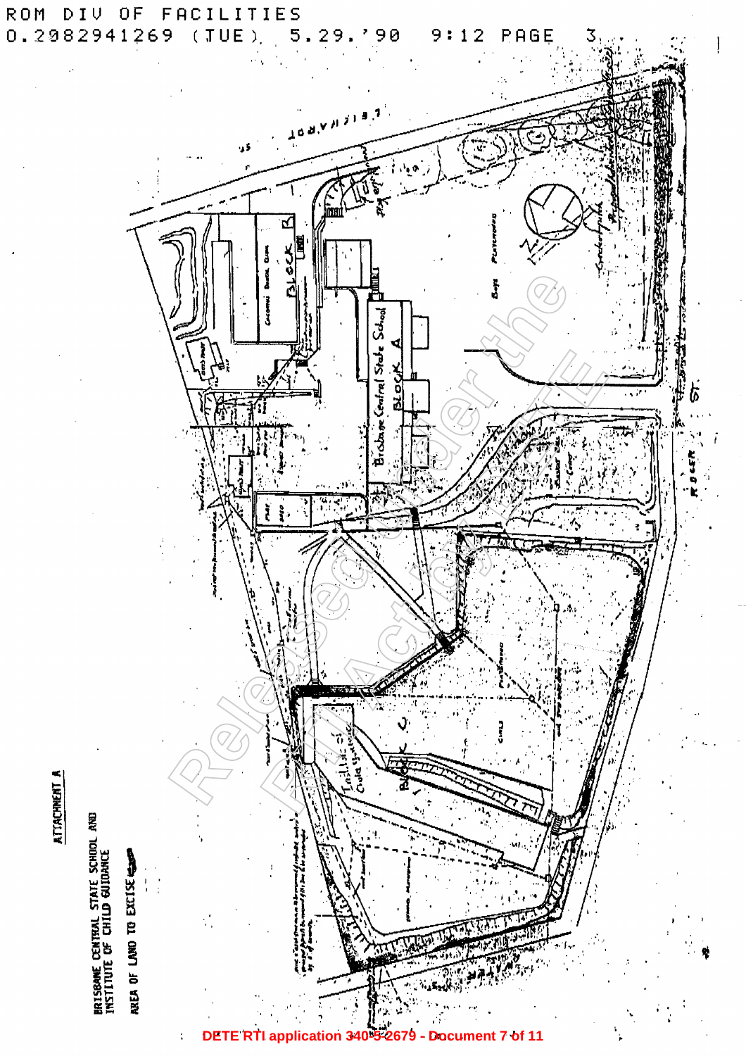ROM DIV OF FACILITIES
0.2982941269 (TUE) 5.29.'90 9:12 PAGE 3

ATTACHMENT A

BRISBANE CENTRAL STATE SCHOOL AND INSTITUTE OF CHILD GUIDANCE

AREA OF LAND TO EXCISE

LEICHHARDT ST

ROGER ST

BLOCK B

Brisbane Central State School BLOCK A

BLOCK C

Institute of Child Guidance

Boys Playground

Girls Playground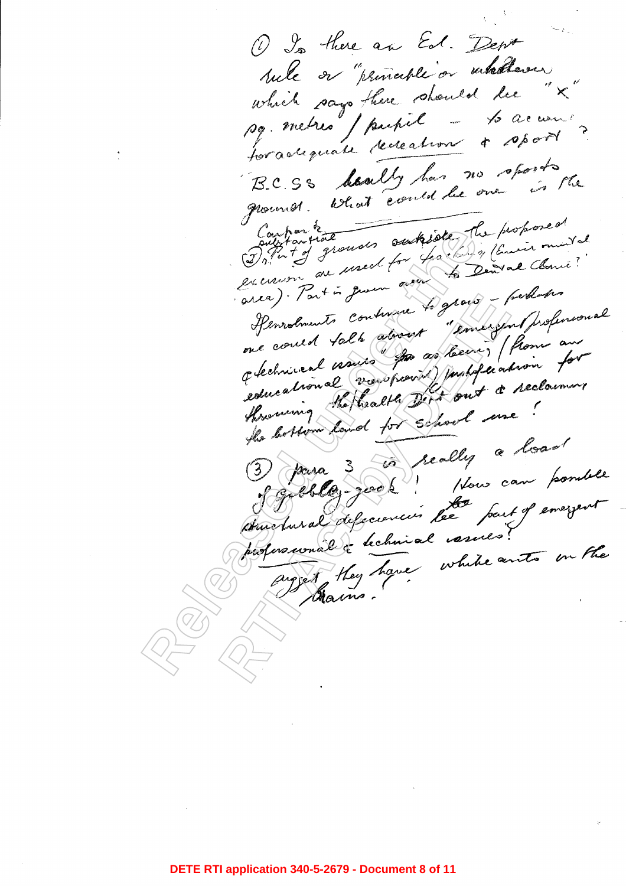(1) Is there an Ed. Dept rule or "principle" or whatever which says there should be "x" sq. metres / pupil - to accom? for adequate recreation & sport?

B.C.S.S. hardly has no sports ground. What could be one is the

(2) Part of grounds outside the proposed excision are used for parking (Environmental area). Part is given over to Dental Clinic? Compare to substantial ~~Henrolments~~ enrolments continue to grow - perhaps one could talk about "emergent professional & technical issues" ~~as~~ as being (from an educational viewpoint) justification for throwing the Health Dept out & reclaiming the bottom land for school use!

(3) para 3 is really a load of gobbledy-gook! How can possible structural deficiencies be part of emergent professional & technical issues?

Suggest they have white ants in the Brains.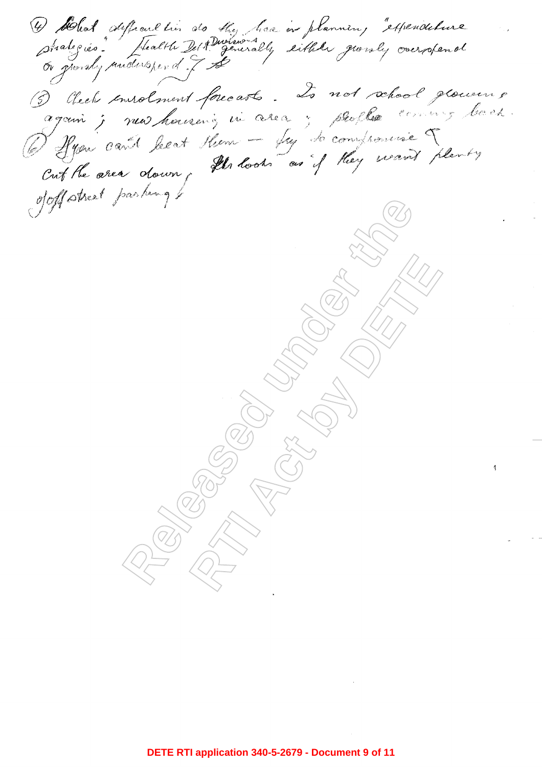4) What difficulties do they have in planning "expenditure strategies." [Health Dept Divisions generally either grossly overspend or grossly underspend.] ?

5) Check enrolment forecasts. Is not school growing again; new housing in area; people coming back.

6) If you can't beat them — try to compromise & cut the area down. It looks as if they want plenty of off street parking!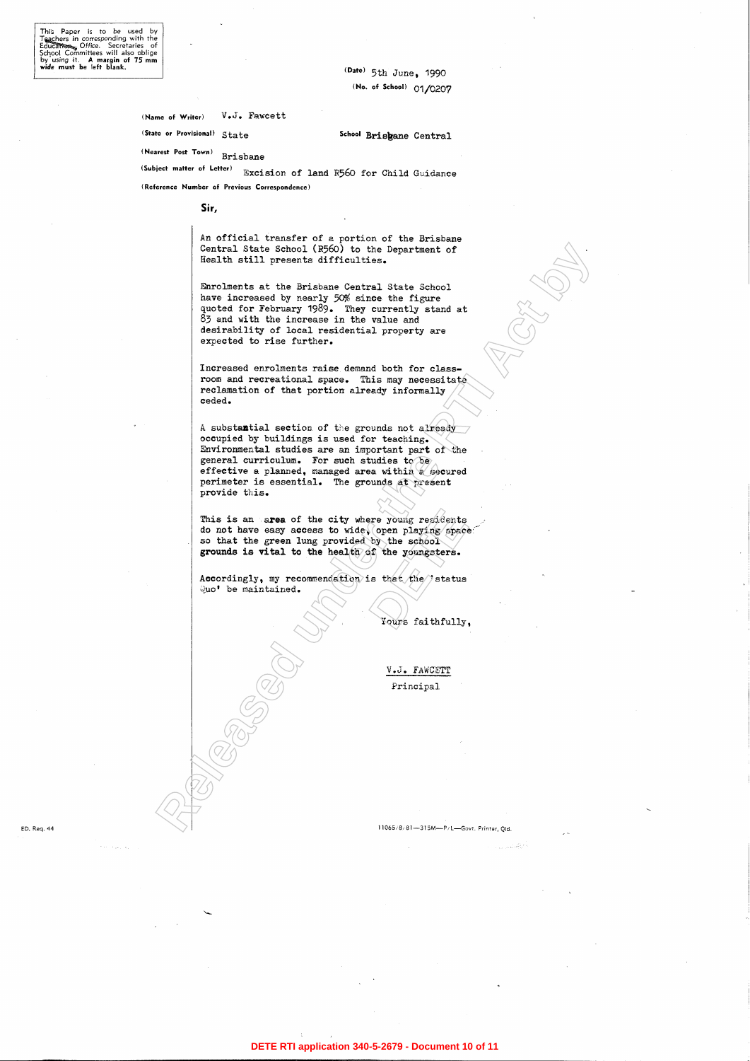This Paper is to be used by Teachers in corresponding with the Education Office. Secretaries of School Committees will also oblige by using it. **A margin of 75 mm wide must be left blank.**

(Date) 5th June, 1990

(No. of School) 01/0207

(Name of Writer) V.J. Fawcett

(State or Provisional) State  School Brisbane Central

(Nearest Post Town) Brisbane

(Subject matter of Letter) Excision of land R560 for Child Guidance

(Reference Number of Previous Correspondence)

**Sir,**

An official transfer of a portion of the Brisbane Central State School (R560) to the Department of Health still presents difficulties.

Enrolments at the Brisbane Central State School have increased by nearly 50% since the figure quoted for February 1989. They currently stand at 83 and with the increase in the value and desirability of local residential property are expected to rise further.

Increased enrolments raise demand both for classroom and recreational space. This may necessitate reclamation of that portion already informally ceded.

A substantial section of the grounds not already occupied by buildings is used for teaching. Environmental studies are an important part of the general curriculum. For such studies to be effective a planned, managed area within a secured perimeter is essential. The grounds at present provide this.

This is an area of the city where young residents do not have easy access to wide, open playing space so that the green lung provided by the school grounds is vital to the health of the youngsters.

Accordingly, my recommendation is that the 'status quo' be maintained.

Yours faithfully,

V.J. FAWCETT

Principal

ED. Req. 44

11065/8/81—315M—P/L—Govt. Printer, Qld.

DETE RTI application 340-5-2679 - Document 10 of 11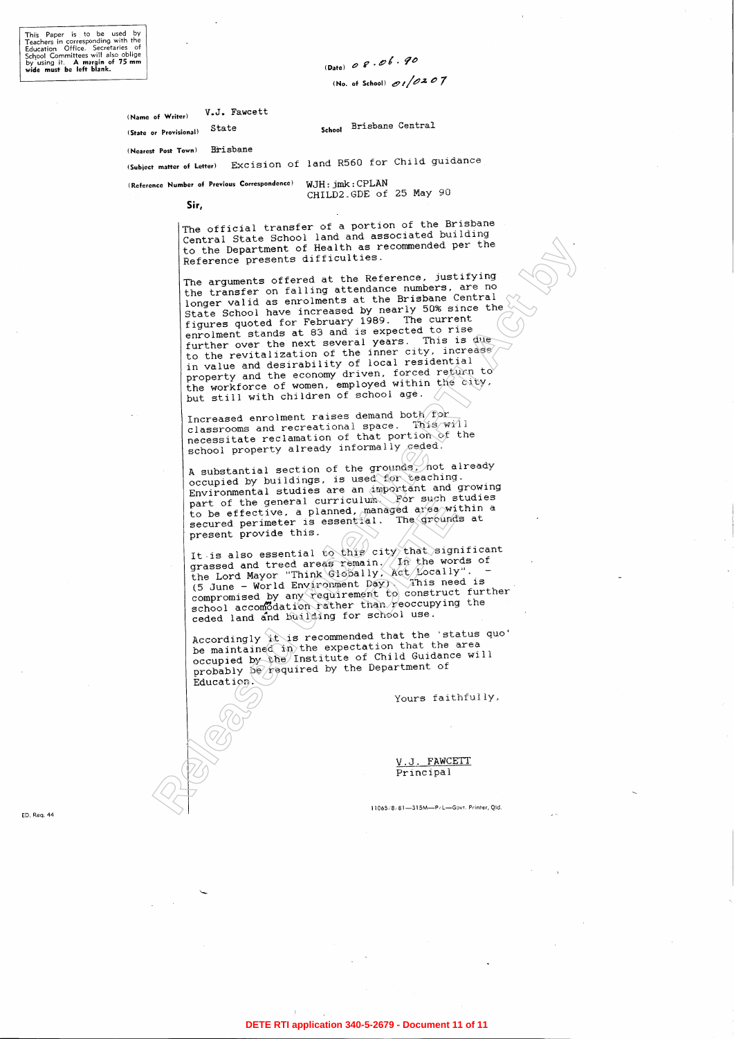This Paper is to be used by Teachers in corresponding with the Education Office. Secretaries of School Committees will also oblige by using it. **A margin of 75 mm wide must be left blank.**

(Date) 08.06.90

(No. of School) 01/0207

(Name of Writer) V.J. Fawcett

(State or Provisional) State     School Brisbane Central

(Nearest Post Town) Brisbane

(Subject matter of Letter) Excision of land R560 for Child guidance

(Reference Number of Previous Correspondence) WJH:jmk:CPLAN CHILD2.GDE of 25 May 90

**Sir,**

The official transfer of a portion of the Brisbane Central State School land and associated building to the Department of Health as recommended per the Reference presents difficulties.

The arguments offered at the Reference, justifying the transfer on falling attendance numbers, are no longer valid as enrolments at the Brisbane Central State School have increased by nearly 50% since the figures quoted for February 1989. The current enrolment stands at 83 and is expected to rise further over the next several years. This is due to the revitalization of the inner city, increase in value and desirability of local residential property and the economy driven, forced return to the workforce of women, employed within the city, but still with children of school age.

Increased enrolment raises demand both for classrooms and recreational space. This will necessitate reclamation of that portion of the school property already informally ceded.

A substantial section of the grounds, not already occupied by buildings, is used for teaching. Environmental studies are an important and growing part of the general curriculum. For such studies to be effective, a planned, managed area within a secured perimeter is essential. The grounds at present provide this.

It is also essential to this city that significant grassed and treed areas remain. In the words of the Lord Mayor "Think Globally, Act Locally". - (5 June - World Environment Day). This need is compromised by any requirement to construct further school accomodation rather than reoccupying the ceded land and building for school use.

Accordingly it is recommended that the 'status quo' be maintained in the expectation that the area occupied by the Institute of Child Guidance will probably be required by the Department of Education.

Yours faithfully,

V.J. FAWCETT
Principal

11065/8/81—315M—P/L—Govt. Printer, Qld.

ED. Req. 44